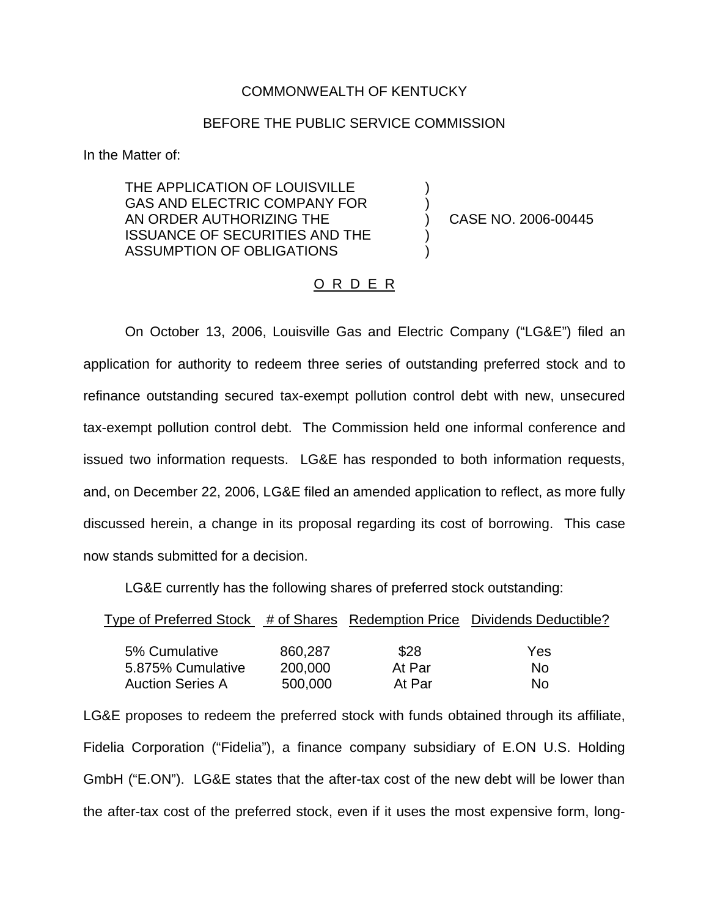COMMONWEALTH OF KENTUCKY

BEFORE THE PUBLIC SERVICE COMMISSION

In the Matter of:

THE APPLICATION OF LOUISVILLE GAS AND ELECTRIC COMPANY FOR AN ORDER AUTHORIZING THE ISSUANCE OF SECURITIES AND THE ASSUMPTION OF OBLIGATIONS ) CASE NO. 2006-00445

O R D E R

On October 13, 2006, Louisville Gas and Electric Company ("LG&E") filed an application for authority to redeem three series of outstanding preferred stock and to refinance outstanding secured tax-exempt pollution control debt with new, unsecured tax-exempt pollution control debt. The Commission held one informal conference and issued two information requests. LG&E has responded to both information requests, and, on December 22, 2006, LG&E filed an amended application to reflect, as more fully discussed herein, a change in its proposal regarding its cost of borrowing. This case now stands submitted for a decision.

LG&E currently has the following shares of preferred stock outstanding:

| Type of Preferred Stock | # of Shares | Redemption Price | Dividends Deductible? |
|---|---|---|---|
| 5% Cumulative | 860,287 | $28 | Yes |
| 5.875% Cumulative | 200,000 | At Par | No |
| Auction Series A | 500,000 | At Par | No |

LG&E proposes to redeem the preferred stock with funds obtained through its affiliate, Fidelia Corporation ("Fidelia"), a finance company subsidiary of E.ON U.S. Holding GmbH ("E.ON"). LG&E states that the after-tax cost of the new debt will be lower than the after-tax cost of the preferred stock, even if it uses the most expensive form, long-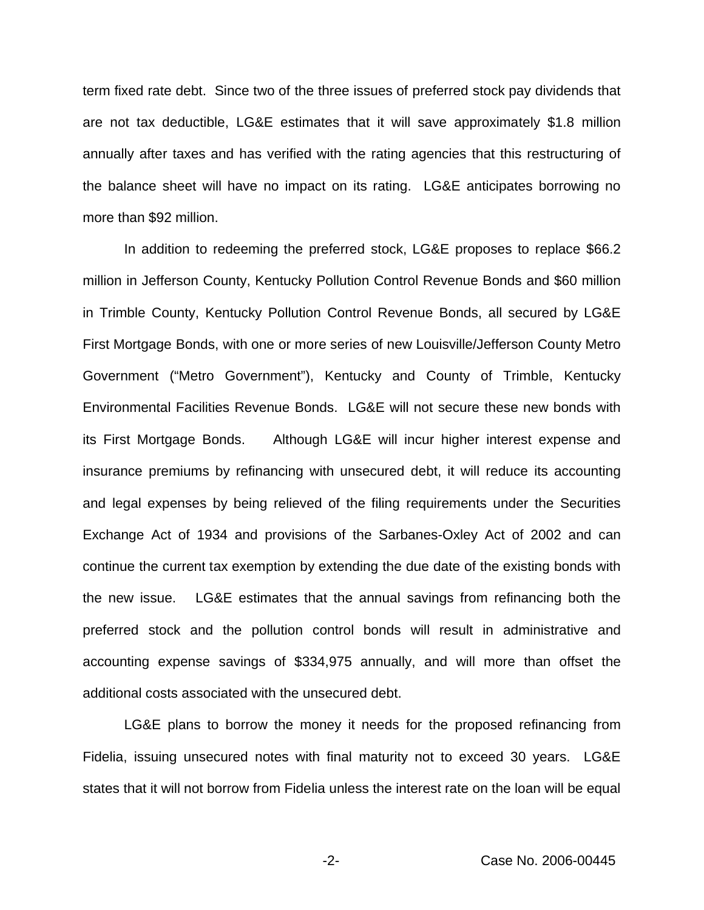term fixed rate debt. Since two of the three issues of preferred stock pay dividends that are not tax deductible, LG&E estimates that it will save approximately $1.8 million annually after taxes and has verified with the rating agencies that this restructuring of the balance sheet will have no impact on its rating. LG&E anticipates borrowing no more than $92 million.

In addition to redeeming the preferred stock, LG&E proposes to replace $66.2 million in Jefferson County, Kentucky Pollution Control Revenue Bonds and $60 million in Trimble County, Kentucky Pollution Control Revenue Bonds, all secured by LG&E First Mortgage Bonds, with one or more series of new Louisville/Jefferson County Metro Government ("Metro Government"), Kentucky and County of Trimble, Kentucky Environmental Facilities Revenue Bonds. LG&E will not secure these new bonds with its First Mortgage Bonds. Although LG&E will incur higher interest expense and insurance premiums by refinancing with unsecured debt, it will reduce its accounting and legal expenses by being relieved of the filing requirements under the Securities Exchange Act of 1934 and provisions of the Sarbanes-Oxley Act of 2002 and can continue the current tax exemption by extending the due date of the existing bonds with the new issue. LG&E estimates that the annual savings from refinancing both the preferred stock and the pollution control bonds will result in administrative and accounting expense savings of $334,975 annually, and will more than offset the additional costs associated with the unsecured debt.

LG&E plans to borrow the money it needs for the proposed refinancing from Fidelia, issuing unsecured notes with final maturity not to exceed 30 years. LG&E states that it will not borrow from Fidelia unless the interest rate on the loan will be equal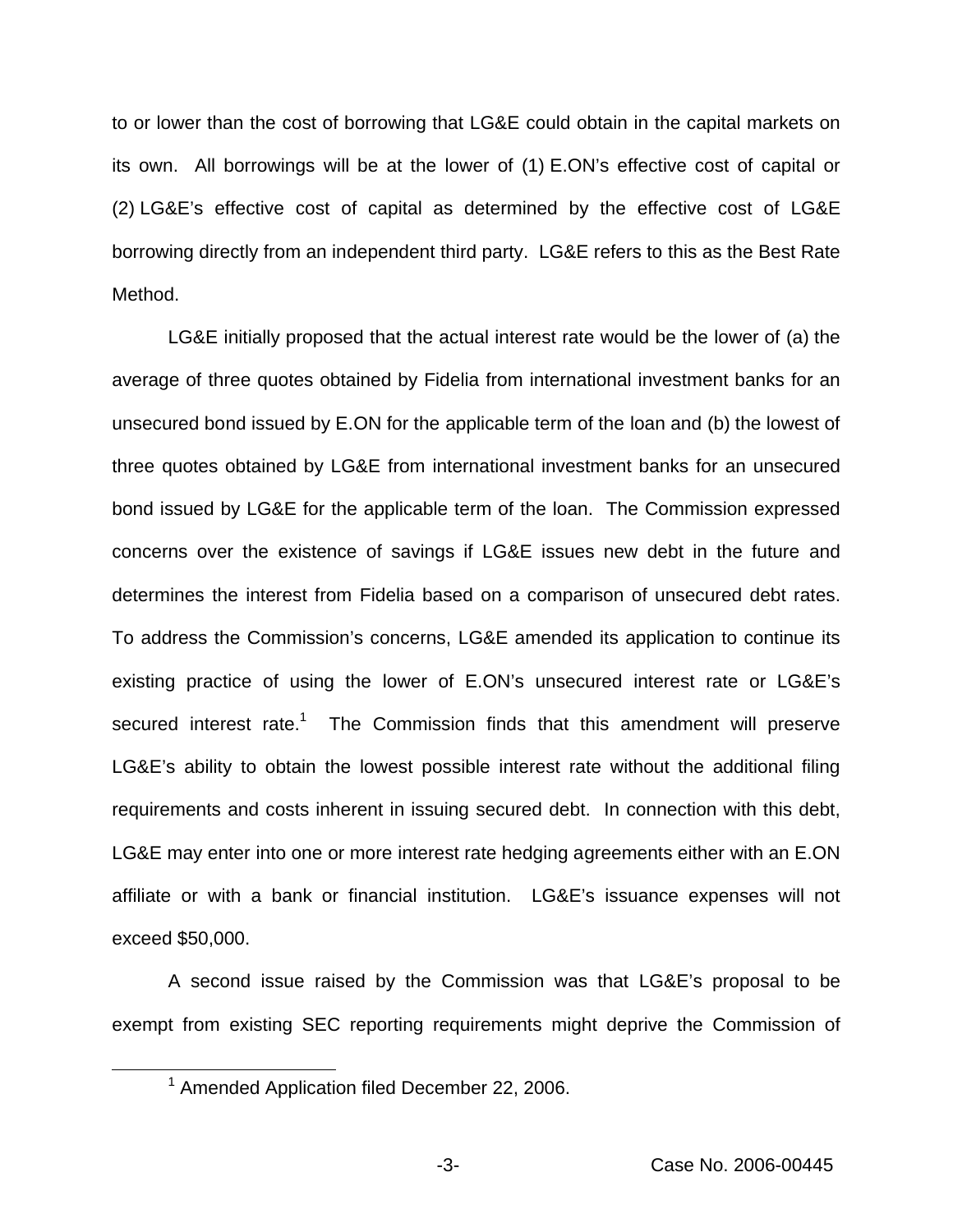to or lower than the cost of borrowing that LG&E could obtain in the capital markets on its own. All borrowings will be at the lower of (1) E.ON's effective cost of capital or (2) LG&E's effective cost of capital as determined by the effective cost of LG&E borrowing directly from an independent third party. LG&E refers to this as the Best Rate Method.

LG&E initially proposed that the actual interest rate would be the lower of (a) the average of three quotes obtained by Fidelia from international investment banks for an unsecured bond issued by E.ON for the applicable term of the loan and (b) the lowest of three quotes obtained by LG&E from international investment banks for an unsecured bond issued by LG&E for the applicable term of the loan. The Commission expressed concerns over the existence of savings if LG&E issues new debt in the future and determines the interest from Fidelia based on a comparison of unsecured debt rates. To address the Commission's concerns, LG&E amended its application to continue its existing practice of using the lower of E.ON's unsecured interest rate or LG&E's secured interest rate.[1] The Commission finds that this amendment will preserve LG&E's ability to obtain the lowest possible interest rate without the additional filing requirements and costs inherent in issuing secured debt. In connection with this debt, LG&E may enter into one or more interest rate hedging agreements either with an E.ON affiliate or with a bank or financial institution. LG&E's issuance expenses will not exceed $50,000.

A second issue raised by the Commission was that LG&E's proposal to be exempt from existing SEC reporting requirements might deprive the Commission of

[1] Amended Application filed December 22, 2006.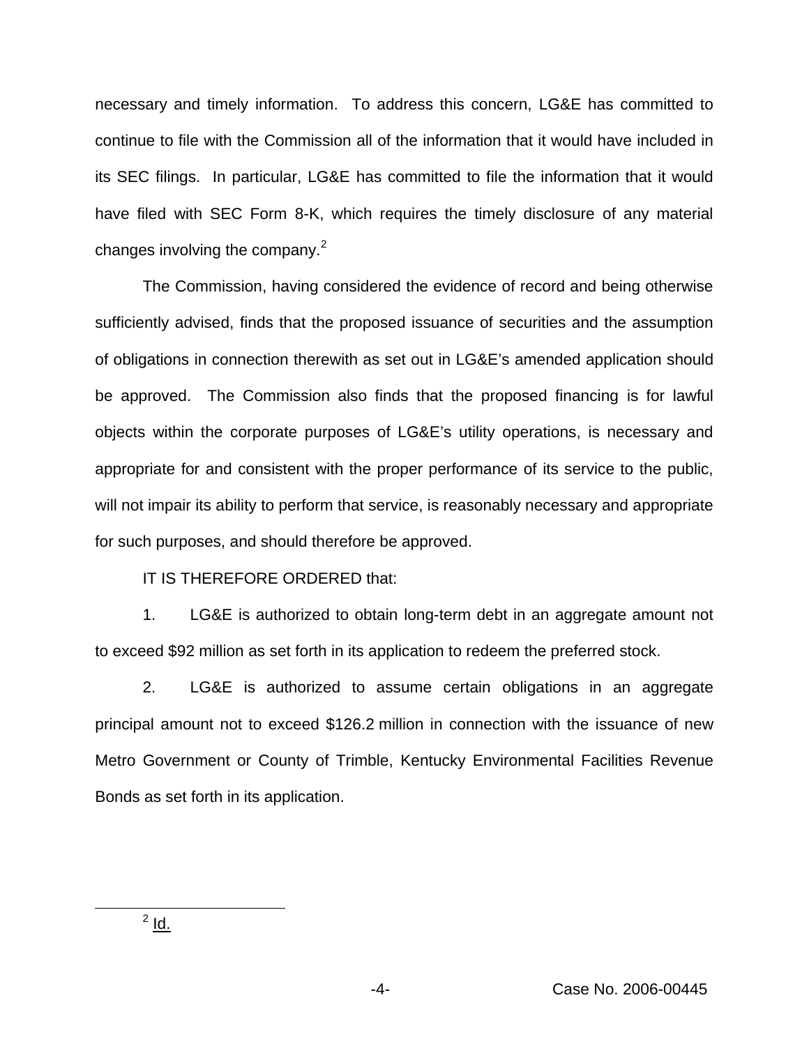necessary and timely information. To address this concern, LG&E has committed to continue to file with the Commission all of the information that it would have included in its SEC filings. In particular, LG&E has committed to file the information that it would have filed with SEC Form 8-K, which requires the timely disclosure of any material changes involving the company.[2]

The Commission, having considered the evidence of record and being otherwise sufficiently advised, finds that the proposed issuance of securities and the assumption of obligations in connection therewith as set out in LG&E's amended application should be approved. The Commission also finds that the proposed financing is for lawful objects within the corporate purposes of LG&E's utility operations, is necessary and appropriate for and consistent with the proper performance of its service to the public, will not impair its ability to perform that service, is reasonably necessary and appropriate for such purposes, and should therefore be approved.

IT IS THEREFORE ORDERED that:

1. LG&E is authorized to obtain long-term debt in an aggregate amount not to exceed $92 million as set forth in its application to redeem the preferred stock.

2. LG&E is authorized to assume certain obligations in an aggregate principal amount not to exceed $126.2 million in connection with the issuance of new Metro Government or County of Trimble, Kentucky Environmental Facilities Revenue Bonds as set forth in its application.

[2] Id.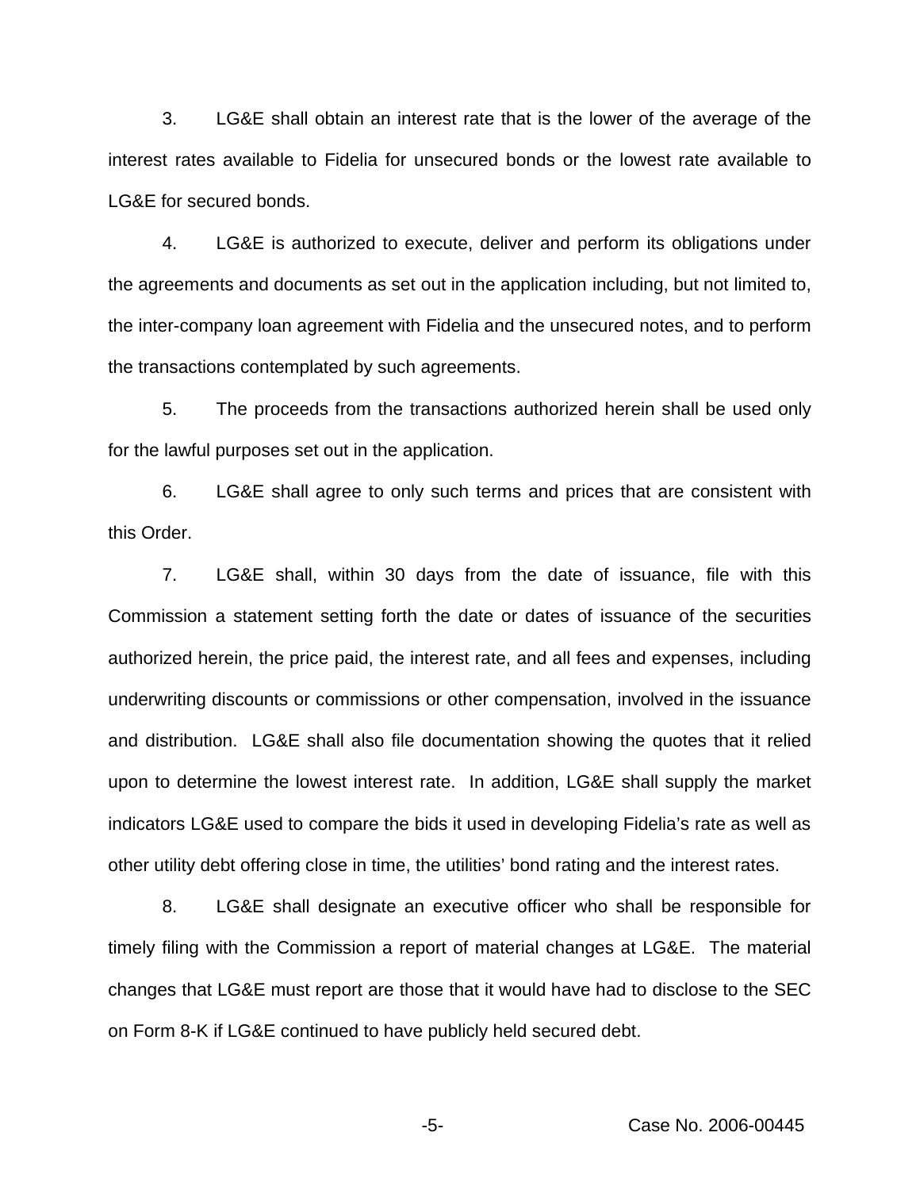3. LG&E shall obtain an interest rate that is the lower of the average of the interest rates available to Fidelia for unsecured bonds or the lowest rate available to LG&E for secured bonds.

4. LG&E is authorized to execute, deliver and perform its obligations under the agreements and documents as set out in the application including, but not limited to, the inter-company loan agreement with Fidelia and the unsecured notes, and to perform the transactions contemplated by such agreements.

5. The proceeds from the transactions authorized herein shall be used only for the lawful purposes set out in the application.

6. LG&E shall agree to only such terms and prices that are consistent with this Order.

7. LG&E shall, within 30 days from the date of issuance, file with this Commission a statement setting forth the date or dates of issuance of the securities authorized herein, the price paid, the interest rate, and all fees and expenses, including underwriting discounts or commissions or other compensation, involved in the issuance and distribution. LG&E shall also file documentation showing the quotes that it relied upon to determine the lowest interest rate. In addition, LG&E shall supply the market indicators LG&E used to compare the bids it used in developing Fidelia's rate as well as other utility debt offering close in time, the utilities' bond rating and the interest rates.

8. LG&E shall designate an executive officer who shall be responsible for timely filing with the Commission a report of material changes at LG&E. The material changes that LG&E must report are those that it would have had to disclose to the SEC on Form 8-K if LG&E continued to have publicly held secured debt.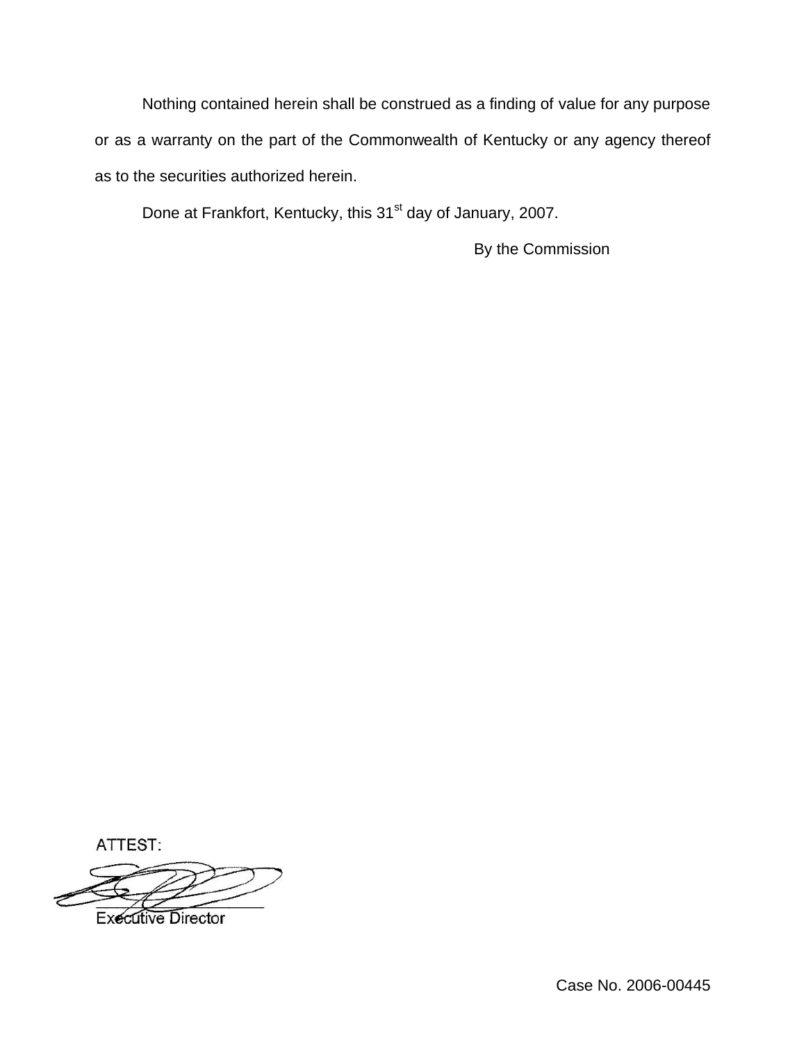Nothing contained herein shall be construed as a finding of value for any purpose or as a warranty on the part of the Commonwealth of Kentucky or any agency thereof as to the securities authorized herein.

Done at Frankfort, Kentucky, this 31st day of January, 2007.

By the Commission

ATTEST:

Executive Director

Case No. 2006-00445